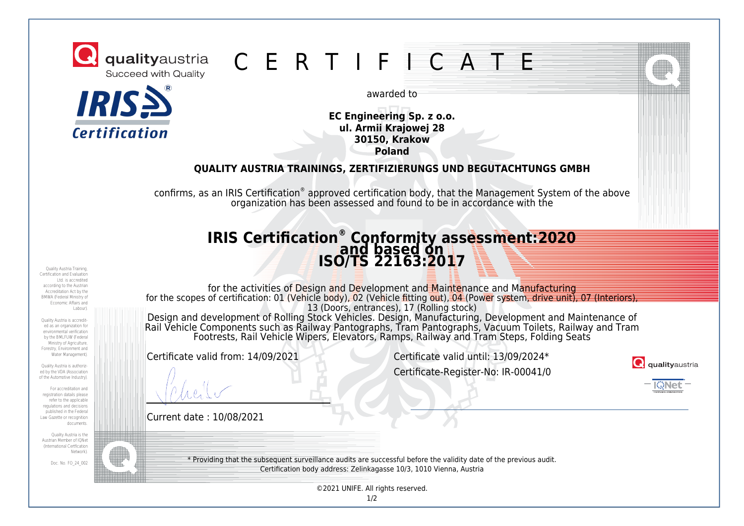qualityaustria
Succeed with Quality

IRIS Certification

# C E R T I F I C A T E

awarded to

**EC Engineering Sp. z o.o.**
**ul. Armii Krajowej 28**
**30150, Krakow**
**Poland**

**QUALITY AUSTRIA TRAININGS, ZERTIFIZIERUNGS UND BEGUTACHTUNGS GMBH**

confirms, as an IRIS Certification® approved certification body, that the Management System of the above organization has been assessed and found to be in accordance with the

## IRIS Certification® Conformity assessment:2020 and based on ISO/TS 22163:2017

for the activities of Design and Development and Maintenance and Manufacturing
for the scopes of certification: 01 (Vehicle body), 02 (Vehicle fitting out), 04 (Power system, drive unit), 07 (Interiors), 13 (Doors, entrances), 17 (Rolling stock)
Design and development of Rolling Stock Vehicles. Design, Manufacturing, Development and Maintenance of Rail Vehicle Components such as Railway Pantographs, Tram Pantographs, Vacuum Toilets, Railway and Tram Footrests, Rail Vehicle Wipers, Elevators, Ramps, Railway and Tram Steps, Folding Seats

Certificate valid from: 14/09/2021

Certificate valid until: 13/09/2024*

Certificate-Register-No: IR-00041/0

Current date : 10/08/2021

qualityaustria

IQNet

Quality Austria Training, Certification and Evaluation Ltd. is accredited according to the Austrian Accreditation Act by the BMWA (Federal Ministry of Economic Affairs and Labour).

Quality Austria is accredited as an organization for environmental verification by the BMLFUW (Federal Ministry of Agriculture, Forestry, Environment and Water Management).

Quality Austria is authorized by the VDA (Association of the Automotive Industry).

For accreditation and registration details please refer to the applicable regulations and decisions published in the Federal Law Gazette or recognition documents.

Quality Austria is the Austrian Member of IQNet (International Certification Network).

Doc. No. FO_24_002

* Providing that the subsequent surveillance audits are successful before the validity date of the previous audit.
Certification body address: Zelinkagasse 10/3, 1010 Vienna, Austria

©2021 UNIFE. All rights reserved.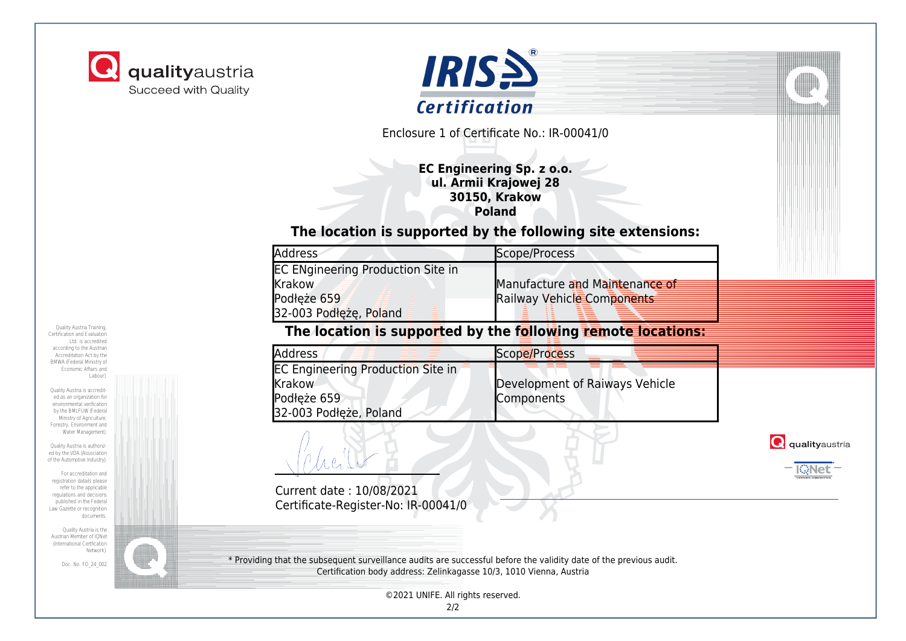qualityaustria
Succeed with Quality

IRIS Certification

Enclosure 1 of Certificate No.: IR-00041/0

**EC Engineering Sp. z o.o.**
**ul. Armii Krajowej 28**
**30150, Krakow**
**Poland**

## The location is supported by the following site extensions:

| Address | Scope/Process |
|---|---|
| EC ENgineering Production Site in Krakow<br>Podłęże 659<br>32-003 Podłężę, Poland | Manufacture and Maintenance of Railway Vehicle Components |

## The location is supported by the following remote locations:

| Address | Scope/Process |
|---|---|
| EC Engineering Production Site in Krakow<br>Podłęże 659<br>32-003 Podłęże, Poland | Development of Raiways Vehicle Components |

Current date : 10/08/2021
Certificate-Register-No: IR-00041/0

qualityaustria
IQNet

Quality Austria Training, Certification and Evaluation Ltd. is accredited according to the Austrian Accreditation Act by the BMWA (Federal Ministry of Economic Affairs and Labour).

Quality Austria is accredited as an organization for environmental verification by the BMLFUW (Federal Ministry of Agriculture, Forestry, Environment and Water Management).

Quality Austria is authorized by the VDA (Association of the Automotive Industry).

For accreditation and registration details please refer to the applicable regulations and decisions published in the Federal Law Gazette or recognition documents.

Quality Austria is the Austrian Member of IQNet (International Certfication Network).

Doc. No. FO_24_002

* Providing that the subsequent surveillance audits are successful before the validity date of the previous audit.
Certification body address: Zelinkagasse 10/3, 1010 Vienna, Austria

©2021 UNIFE. All rights reserved.